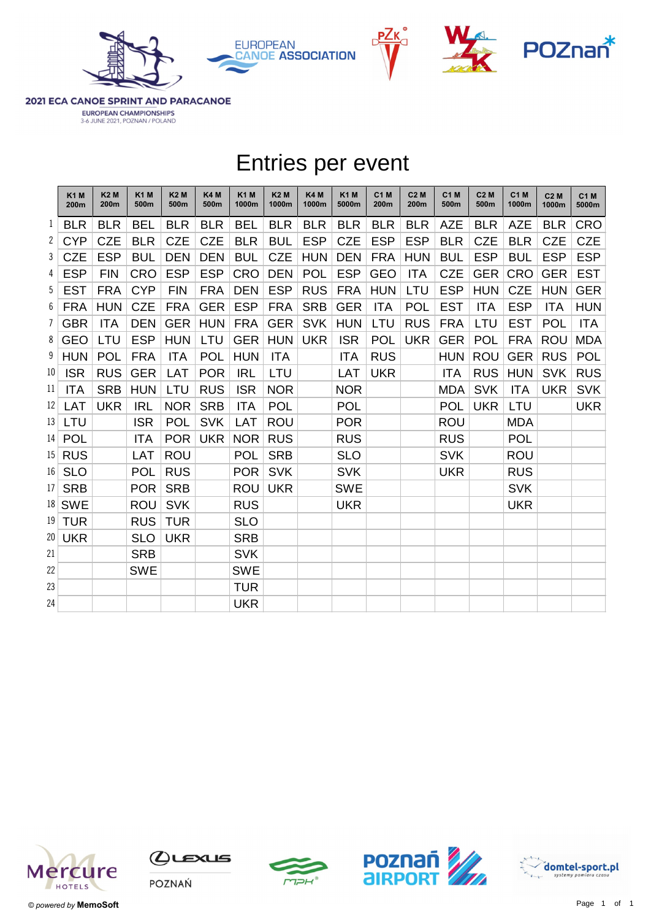**2021 ECA CANOE SPRINT AND PARACANOE**

EUROPEAN CHAMPIONSHIPS
3-6 JUNE 2021, POZNAN / POLAND

# Entries per event

| | K1 M 200m | K2 M 200m | K1 M 500m | K2 M 500m | K4 M 500m | K1 M 1000m | K2 M 1000m | K4 M 1000m | K1 M 5000m | C1 M 200m | C2 M 200m | C1 M 500m | C2 M 500m | C1 M 1000m | C2 M 1000m | C1 M 5000m |
|---|---|---|---|---|---|---|---|---|---|---|---|---|---|---|---|---|
| 1 | BLR | BLR | BEL | BLR | BLR | BEL | BLR | BLR | BLR | BLR | BLR | AZE | BLR | AZE | BLR | CRO |
| 2 | CYP | CZE | BLR | CZE | CZE | BLR | BUL | ESP | CZE | ESP | ESP | BLR | CZE | BLR | CZE | CZE |
| 3 | CZE | ESP | BUL | DEN | DEN | BUL | CZE | HUN | DEN | FRA | HUN | BUL | ESP | BUL | ESP | ESP |
| 4 | ESP | FIN | CRO | ESP | ESP | CRO | DEN | POL | ESP | GEO | ITA | CZE | GER | CRO | GER | EST |
| 5 | EST | FRA | CYP | FIN | FRA | DEN | ESP | RUS | FRA | HUN | LTU | ESP | HUN | CZE | HUN | GER |
| 6 | FRA | HUN | CZE | FRA | GER | ESP | FRA | SRB | GER | ITA | POL | EST | ITA | ESP | ITA | HUN |
| 7 | GBR | ITA | DEN | GER | HUN | FRA | GER | SVK | HUN | LTU | RUS | FRA | LTU | EST | POL | ITA |
| 8 | GEO | LTU | ESP | HUN | LTU | GER | HUN | UKR | ISR | POL | UKR | GER | POL | FRA | ROU | MDA |
| 9 | HUN | POL | FRA | ITA | POL | HUN | ITA | | ITA | RUS | | HUN | ROU | GER | RUS | POL |
| 10 | ISR | RUS | GER | LAT | POR | IRL | LTU | | LAT | UKR | | ITA | RUS | HUN | SVK | RUS |
| 11 | ITA | SRB | HUN | LTU | RUS | ISR | NOR | | NOR | | | MDA | SVK | ITA | UKR | SVK |
| 12 | LAT | UKR | IRL | NOR | SRB | ITA | POL | | POL | | | POL | UKR | LTU | | UKR |
| 13 | LTU | | ISR | POL | SVK | LAT | ROU | | POR | | | ROU | | MDA | | |
| 14 | POL | | ITA | POR | UKR | NOR | RUS | | RUS | | | RUS | | POL | | |
| 15 | RUS | | LAT | ROU | | POL | SRB | | SLO | | | SVK | | ROU | | |
| 16 | SLO | | POL | RUS | | POR | SVK | | SVK | | | UKR | | RUS | | |
| 17 | SRB | | POR | SRB | | ROU | UKR | | SWE | | | | | SVK | | |
| 18 | SWE | | ROU | SVK | | RUS | | | UKR | | | | | UKR | | |
| 19 | TUR | | RUS | TUR | | SLO | | | | | | | | | | |
| 20 | UKR | | SLO | UKR | | SRB | | | | | | | | | | |
| 21 | | | SRB | | | SVK | | | | | | | | | | |
| 22 | | | SWE | | | SWE | | | | | | | | | | |
| 23 | | | | | | TUR | | | | | | | | | | |
| 24 | | | | | | UKR | | | | | | | | | | |

© *powered by* **MemoSoft**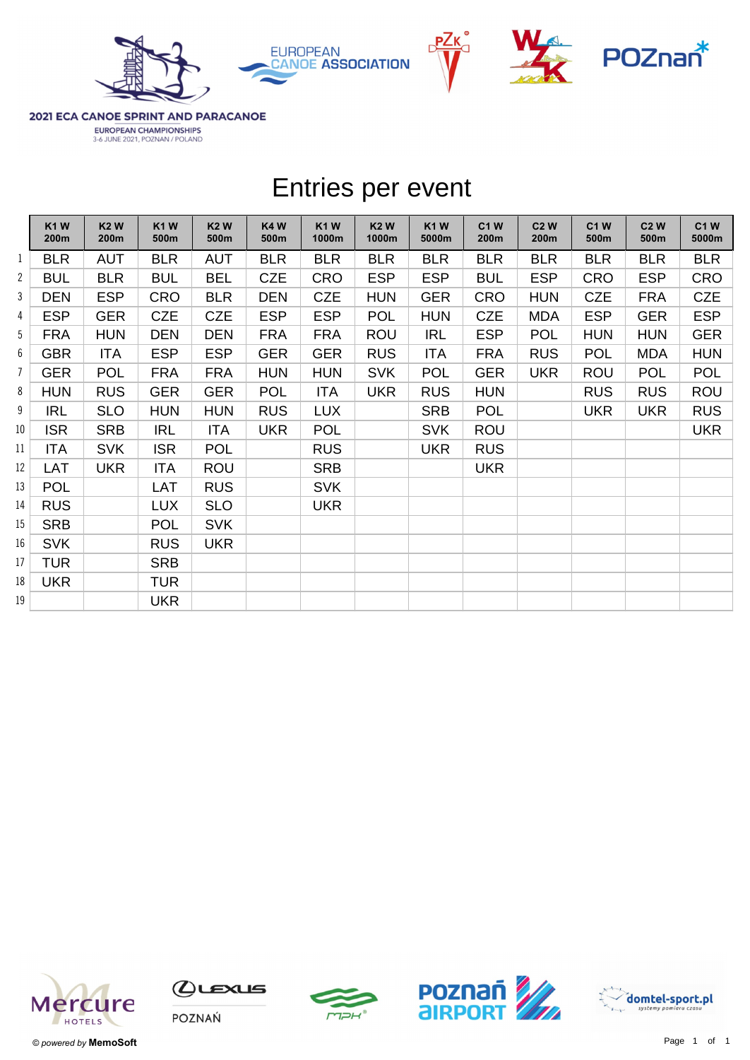2021 ECA CANOE SPRINT AND PARACANOE

EUROPEAN CHAMPIONSHIPS

3-6 JUNE 2021, POZNAN / POLAND

# Entries per event

| | K1 W 200m | K2 W 200m | K1 W 500m | K2 W 500m | K4 W 500m | K1 W 1000m | K2 W 1000m | K1 W 5000m | C1 W 200m | C2 W 200m | C1 W 500m | C2 W 500m | C1 W 5000m |
|---|---|---|---|---|---|---|---|---|---|---|---|---|---|
| 1 | BLR | AUT | BLR | AUT | BLR | BLR | BLR | BLR | BLR | BLR | BLR | BLR | BLR |
| 2 | BUL | BLR | BUL | BEL | CZE | CRO | ESP | ESP | BUL | ESP | CRO | ESP | CRO |
| 3 | DEN | ESP | CRO | BLR | DEN | CZE | HUN | GER | CRO | HUN | CZE | FRA | CZE |
| 4 | ESP | GER | CZE | CZE | ESP | ESP | POL | HUN | CZE | MDA | ESP | GER | ESP |
| 5 | FRA | HUN | DEN | DEN | FRA | FRA | ROU | IRL | ESP | POL | HUN | HUN | GER |
| 6 | GBR | ITA | ESP | ESP | GER | GER | RUS | ITA | FRA | RUS | POL | MDA | HUN |
| 7 | GER | POL | FRA | FRA | HUN | HUN | SVK | POL | GER | UKR | ROU | POL | POL |
| 8 | HUN | RUS | GER | GER | POL | ITA | UKR | RUS | HUN | | RUS | RUS | ROU |
| 9 | IRL | SLO | HUN | HUN | RUS | LUX | | SRB | POL | | UKR | UKR | RUS |
| 10 | ISR | SRB | IRL | ITA | UKR | POL | | SVK | ROU | | | | UKR |
| 11 | ITA | SVK | ISR | POL | | RUS | | UKR | RUS | | | | |
| 12 | LAT | UKR | ITA | ROU | | SRB | | | UKR | | | | |
| 13 | POL | | LAT | RUS | | SVK | | | | | | | |
| 14 | RUS | | LUX | SLO | | UKR | | | | | | | |
| 15 | SRB | | POL | SVK | | | | | | | | | |
| 16 | SVK | | RUS | UKR | | | | | | | | | |
| 17 | TUR | | SRB | | | | | | | | | | |
| 18 | UKR | | TUR | | | | | | | | | | |
| 19 | | | UKR | | | | | | | | | | |

© *powered by* **MemoSoft**